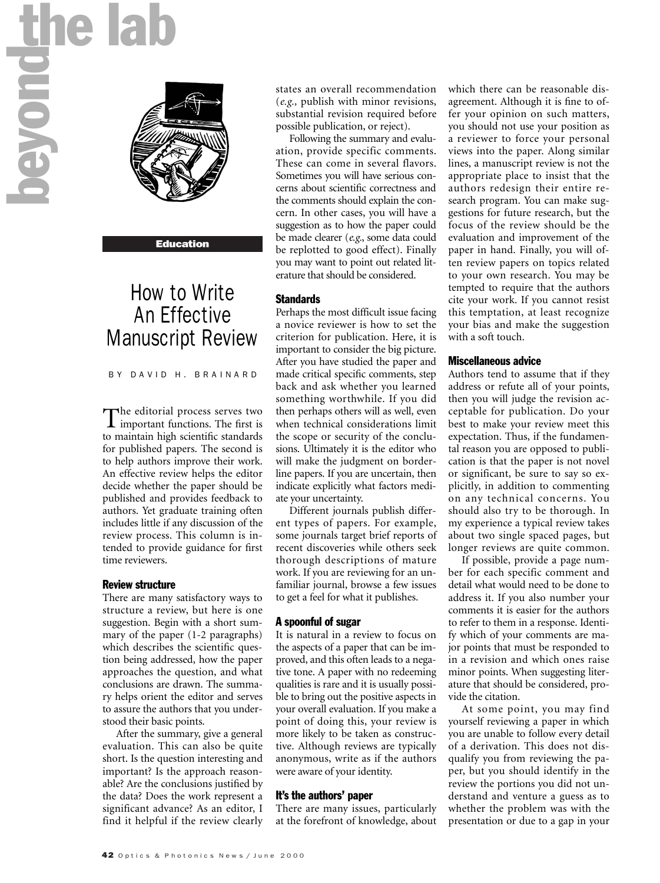beyond the lab

Education

# How to Write An Effective Manuscript Review

BY DAVID H. BRAINARD

The editorial process serves two important functions. The first is to maintain high scientific standards for published papers. The second is to help authors improve their work. An effective review helps the editor decide whether the paper should be published and provides feedback to authors. Yet graduate training often includes little if any discussion of the review process. This column is intended to provide guidance for first time reviewers.

## Review structure

There are many satisfactory ways to structure a review, but here is one suggestion. Begin with a short summary of the paper (1-2 paragraphs) which describes the scientific question being addressed, how the paper approaches the question, and what conclusions are drawn. The summary helps orient the editor and serves to assure the authors that you understood their basic points.

After the summary, give a general evaluation. This can also be quite short. Is the question interesting and important? Is the approach reasonable? Are the conclusions justified by the data? Does the work represent a significant advance? As an editor, I find it helpful if the review clearly states an overall recommendation (*e.g.,* publish with minor revisions, substantial revision required before possible publication, or reject).

Following the summary and evaluation, provide specific comments. These can come in several flavors. Sometimes you will have serious concerns about scientific correctness and the comments should explain the concern. In other cases, you will have a suggestion as to how the paper could be made clearer (*e.g.,* some data could be replotted to good effect). Finally you may want to point out related literature that should be considered.

## Standards

Perhaps the most difficult issue facing a novice reviewer is how to set the criterion for publication. Here, it is important to consider the big picture. After you have studied the paper and made critical specific comments, step back and ask whether you learned something worthwhile. If you did then perhaps others will as well, even when technical considerations limit the scope or security of the conclusions. Ultimately it is the editor who will make the judgment on borderline papers. If you are uncertain, then indicate explicitly what factors mediate your uncertainty.

Different journals publish different types of papers. For example, some journals target brief reports of recent discoveries while others seek thorough descriptions of mature work. If you are reviewing for an unfamiliar journal, browse a few issues to get a feel for what it publishes.

## A spoonful of sugar

It is natural in a review to focus on the aspects of a paper that can be improved, and this often leads to a negative tone. A paper with no redeeming qualities is rare and it is usually possible to bring out the positive aspects in your overall evaluation. If you make a point of doing this, your review is more likely to be taken as constructive. Although reviews are typically anonymous, write as if the authors were aware of your identity.

## It's the authors' paper

There are many issues, particularly at the forefront of knowledge, about which there can be reasonable disagreement. Although it is fine to offer your opinion on such matters, you should not use your position as a reviewer to force your personal views into the paper. Along similar lines, a manuscript review is not the appropriate place to insist that the authors redesign their entire research program. You can make suggestions for future research, but the focus of the review should be the evaluation and improvement of the paper in hand. Finally, you will often review papers on topics related to your own research. You may be tempted to require that the authors cite your work. If you cannot resist this temptation, at least recognize your bias and make the suggestion with a soft touch.

## Miscellaneous advice

Authors tend to assume that if they address or refute all of your points, then you will judge the revision acceptable for publication. Do your best to make your review meet this expectation. Thus, if the fundamental reason you are opposed to publication is that the paper is not novel or significant, be sure to say so explicitly, in addition to commenting on any technical concerns. You should also try to be thorough. In my experience a typical review takes about two single spaced pages, but longer reviews are quite common.

If possible, provide a page number for each specific comment and detail what would need to be done to address it. If you also number your comments it is easier for the authors to refer to them in a response. Identify which of your comments are major points that must be responded to in a revision and which ones raise minor points. When suggesting literature that should be considered, provide the citation.

At some point, you may find yourself reviewing a paper in which you are unable to follow every detail of a derivation. This does not disqualify you from reviewing the paper, but you should identify in the review the portions you did not understand and venture a guess as to whether the problem was with the presentation or due to a gap in your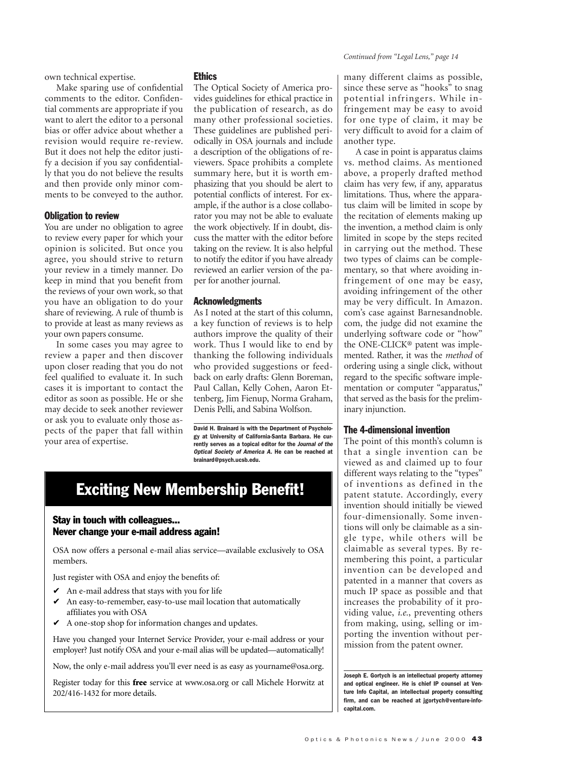own technical expertise.

Make sparing use of confidential comments to the editor. Confidential comments are appropriate if you want to alert the editor to a personal bias or offer advice about whether a revision would require re-review. But it does not help the editor justify a decision if you say confidentially that you do not believe the results and then provide only minor comments to be conveyed to the author.

### Obligation to review

You are under no obligation to agree to review every paper for which your opinion is solicited. But once you agree, you should strive to return your review in a timely manner. Do keep in mind that you benefit from the reviews of your own work, so that you have an obligation to do your share of reviewing. A rule of thumb is to provide at least as many reviews as your own papers consume.

In some cases you may agree to review a paper and then discover upon closer reading that you do not feel qualified to evaluate it. In such cases it is important to contact the editor as soon as possible. He or she may decide to seek another reviewer or ask you to evaluate only those aspects of the paper that fall within your area of expertise.

### Ethics

The Optical Society of America provides guidelines for ethical practice in the publication of research, as do many other professional societies. These guidelines are published periodically in OSA journals and include a description of the obligations of reviewers. Space prohibits a complete summary here, but it is worth emphasizing that you should be alert to potential conflicts of interest. For example, if the author is a close collaborator you may not be able to evaluate the work objectively. If in doubt, discuss the matter with the editor before taking on the review. It is also helpful to notify the editor if you have already reviewed an earlier version of the paper for another journal.

### Acknowledgments

As I noted at the start of this column, a key function of reviews is to help authors improve the quality of their work. Thus I would like to end by thanking the following individuals who provided suggestions or feedback on early drafts: Glenn Boreman, Paul Callan, Kelly Cohen, Aaron Ettenberg, Jim Fienup, Norma Graham, Denis Pelli, and Sabina Wolfson.

**David H. Brainard is with the Department of Psychology at University of California-Santa Barbara. He currently serves as a topical editor for the *Journal of the Optical Society of America A*. He can be reached at brainard@psych.ucsb.edu.**

## Exciting New Membership Benefit!

### Stay in touch with colleagues... Never change your e-mail address again!

OSA now offers a personal e-mail alias service—available exclusively to OSA members.

Just register with OSA and enjoy the benefits of:

- ✔ An e-mail address that stays with you for life
- ✔ An easy-to-remember, easy-to-use mail location that automatically affiliates you with OSA
- ✔ A one-stop shop for information changes and updates.

Have you changed your Internet Service Provider, your e-mail address or your employer? Just notify OSA and your e-mail alias will be updated—automatically!

Now, the only e-mail address you'll ever need is as easy as yourname@osa.org.

Register today for this **free** service at www.osa.org or call Michele Horwitz at 202/416-1432 for more details.

*Continued from "Legal Lens," page 14*

many different claims as possible, since these serve as "hooks" to snag potential infringers. While infringement may be easy to avoid for one type of claim, it may be very difficult to avoid for a claim of another type.

A case in point is apparatus claims vs. method claims. As mentioned above, a properly drafted method claim has very few, if any, apparatus limitations. Thus, where the apparatus claim will be limited in scope by the recitation of elements making up the invention, a method claim is only limited in scope by the steps recited in carrying out the method. These two types of claims can be complementary, so that where avoiding infringement of one may be easy, avoiding infringement of the other may be very difficult. In Amazon.com's case against Barnesandnoble.com, the judge did not examine the underlying software code or "how" the ONE-CLICK® patent was implemented. Rather, it was the *method* of ordering using a single click, without regard to the specific software implementation or computer "apparatus," that served as the basis for the preliminary injunction.

### The 4-dimensional invention

The point of this month's column is that a single invention can be viewed as and claimed up to four different ways relating to the "types" of inventions as defined in the patent statute. Accordingly, every invention should initially be viewed four-dimensionally. Some inventions will only be claimable as a single type, while others will be claimable as several types. By remembering this point, a particular invention can be developed and patented in a manner that covers as much IP space as possible and that increases the probability of it providing value, *i.e.*, preventing others from making, using, selling or importing the invention without permission from the patent owner.

**Joseph E. Gortych is an intellectual property attorney and optical engineer. He is chief IP counsel at Venture Info Capital, an intellectual property consulting firm, and can be reached at jgortych@venture-info-capital.com.**